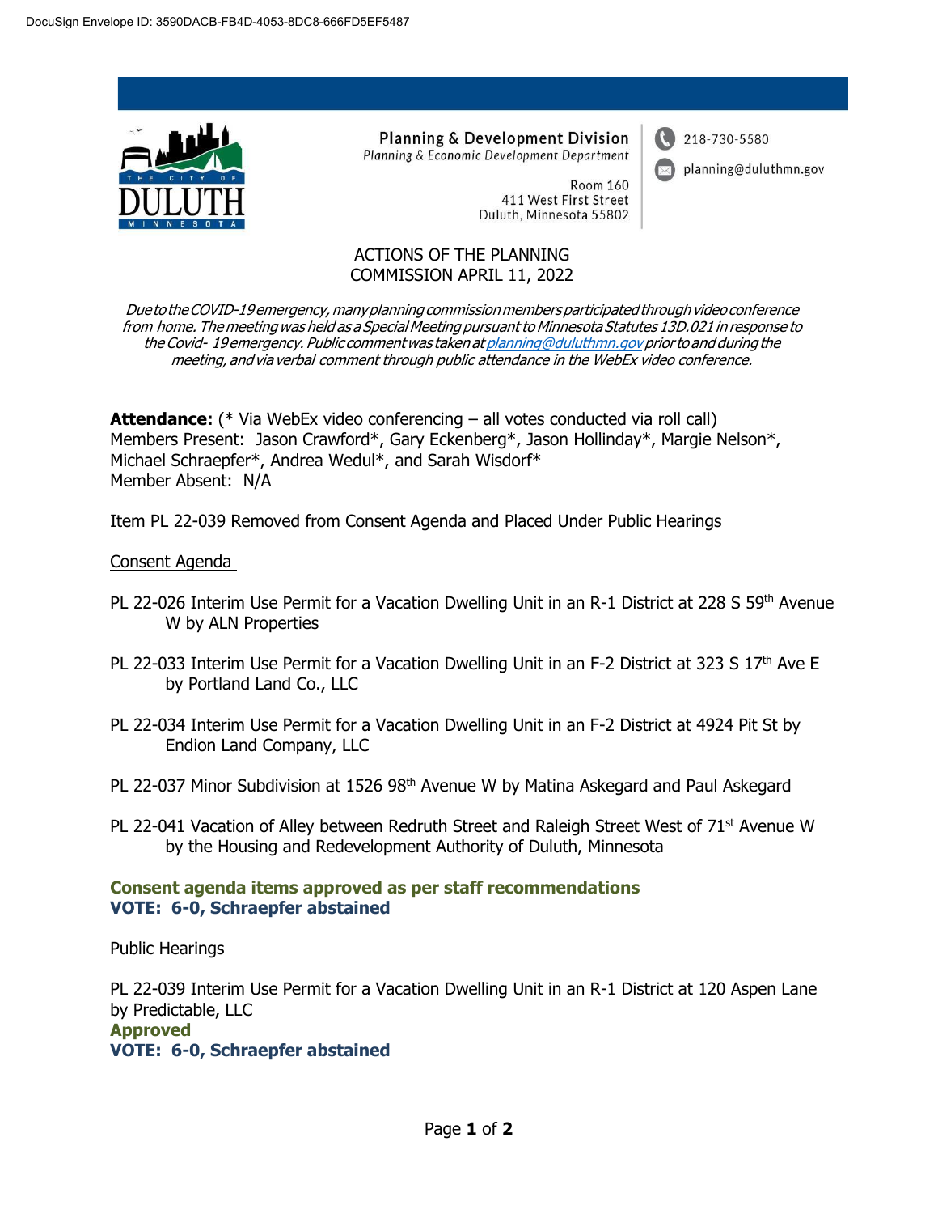DocuSign Envelope ID: 3590DACB-FB4D-4053-8DC8-666FD5EF5487

**Planning & Development Division**
*Planning & Economic Development Department*

Room 160
411 West First Street
Duluth, Minnesota 55802

218-730-5580
planning@duluthmn.gov

# ACTIONS OF THE PLANNING COMMISSION APRIL 11, 2022

*Due to the COVID-19 emergency, many planning commission members participated through video conference from home. The meeting was held as a Special Meeting pursuant to Minnesota Statutes 13D.021 in response to the Covid- 19 emergency. Public comment was taken at planning@duluthmn.gov prior to and during the meeting, and via verbal comment through public attendance in the WebEx video conference.*

**Attendance:** (* Via WebEx video conferencing – all votes conducted via roll call)
Members Present: Jason Crawford*, Gary Eckenberg*, Jason Hollinday*, Margie Nelson*, Michael Schraepfer*, Andrea Wedul*, and Sarah Wisdorf*
Member Absent: N/A

Item PL 22-039 Removed from Consent Agenda and Placed Under Public Hearings

Consent Agenda

PL 22-026 Interim Use Permit for a Vacation Dwelling Unit in an R-1 District at 228 S 59th Avenue W by ALN Properties

PL 22-033 Interim Use Permit for a Vacation Dwelling Unit in an F-2 District at 323 S 17th Ave E by Portland Land Co., LLC

PL 22-034 Interim Use Permit for a Vacation Dwelling Unit in an F-2 District at 4924 Pit St by Endion Land Company, LLC

PL 22-037 Minor Subdivision at 1526 98th Avenue W by Matina Askegard and Paul Askegard

PL 22-041 Vacation of Alley between Redruth Street and Raleigh Street West of 71st Avenue W by the Housing and Redevelopment Authority of Duluth, Minnesota

**Consent agenda items approved as per staff recommendations**
**VOTE: 6-0, Schraepfer abstained**

Public Hearings

PL 22-039 Interim Use Permit for a Vacation Dwelling Unit in an R-1 District at 120 Aspen Lane by Predictable, LLC
**Approved**
**VOTE: 6-0, Schraepfer abstained**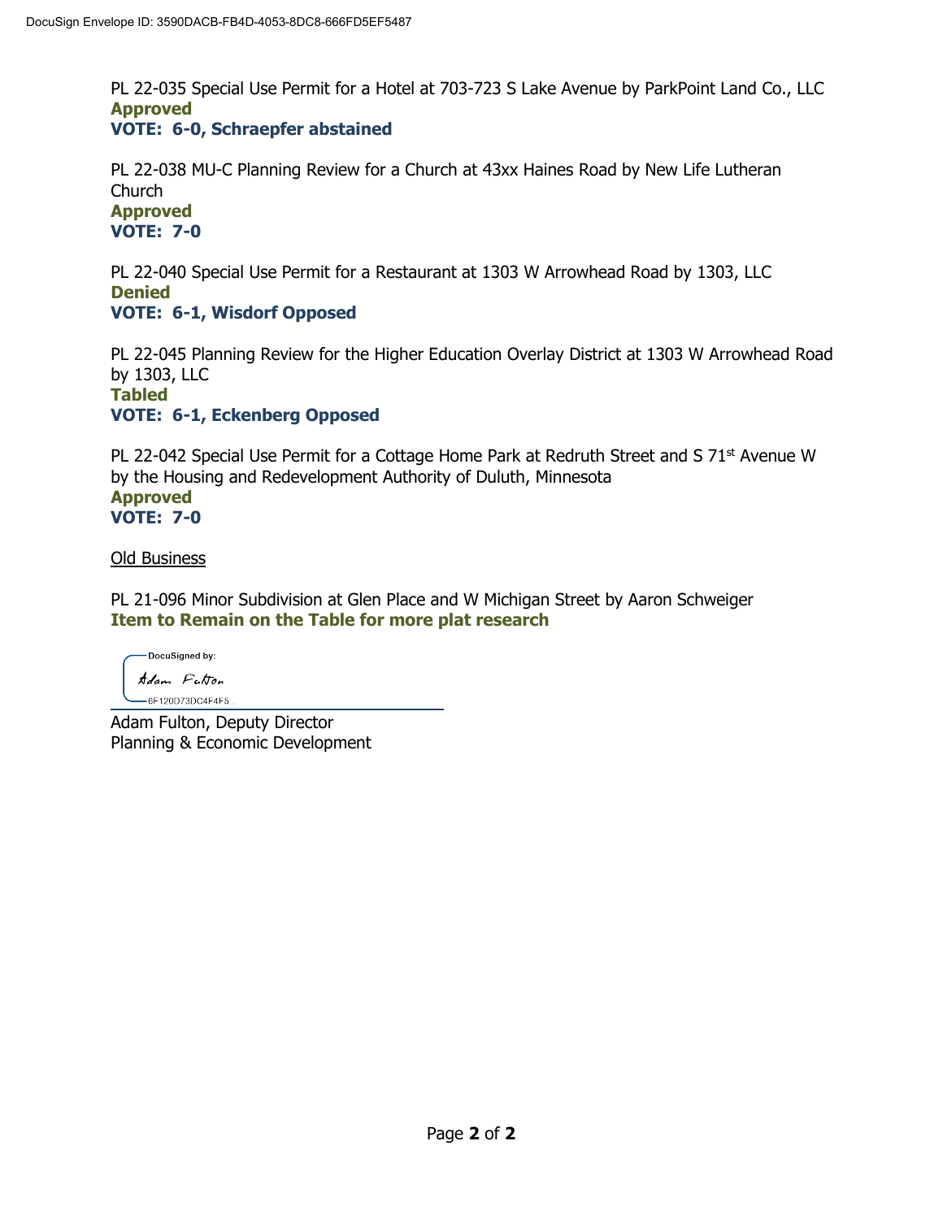PL 22-035 Special Use Permit for a Hotel at 703-723 S Lake Avenue by ParkPoint Land Co., LLC
**Approved**
**VOTE: 6-0, Schraepfer abstained**

PL 22-038 MU-C Planning Review for a Church at 43xx Haines Road by New Life Lutheran Church
**Approved**
**VOTE: 7-0**

PL 22-040 Special Use Permit for a Restaurant at 1303 W Arrowhead Road by 1303, LLC
**Denied**
**VOTE: 6-1, Wisdorf Opposed**

PL 22-045 Planning Review for the Higher Education Overlay District at 1303 W Arrowhead Road by 1303, LLC
**Tabled**
**VOTE: 6-1, Eckenberg Opposed**

PL 22-042 Special Use Permit for a Cottage Home Park at Redruth Street and S 71st Avenue W by the Housing and Redevelopment Authority of Duluth, Minnesota
**Approved**
**VOTE: 7-0**

Old Business

PL 21-096 Minor Subdivision at Glen Place and W Michigan Street by Aaron Schweiger
**Item to Remain on the Table for more plat research**

DocuSigned by:
Adam Fulton
6F120D73DC4F4F5...

Adam Fulton, Deputy Director
Planning & Economic Development